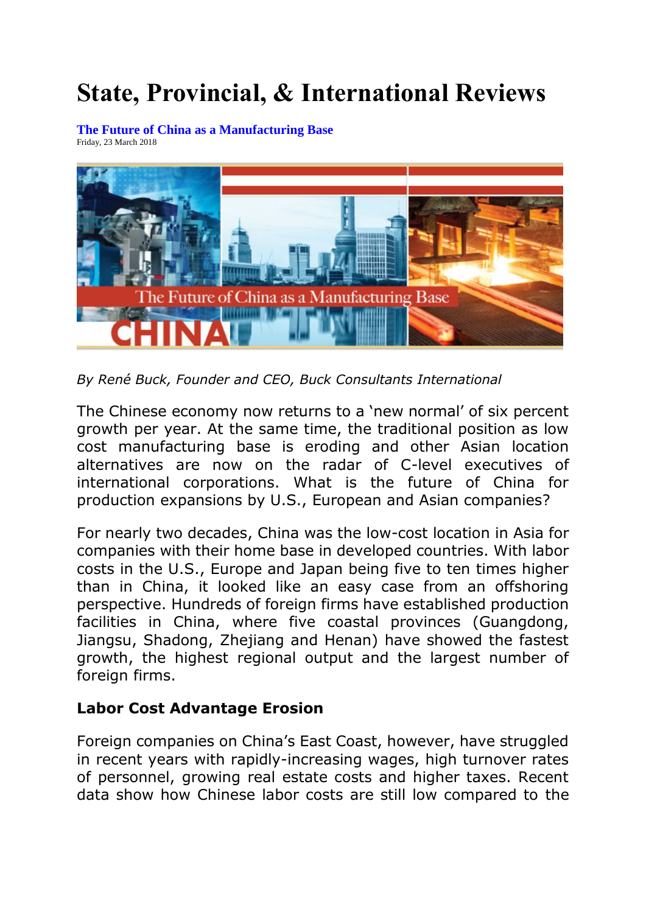# State, Provincial, & International Reviews

**The Future of China as a Manufacturing Base**
Friday, 23 March 2018

*By René Buck, Founder and CEO, Buck Consultants International*

The Chinese economy now returns to a 'new normal' of six percent growth per year. At the same time, the traditional position as low cost manufacturing base is eroding and other Asian location alternatives are now on the radar of C-level executives of international corporations. What is the future of China for production expansions by U.S., European and Asian companies?

For nearly two decades, China was the low-cost location in Asia for companies with their home base in developed countries. With labor costs in the U.S., Europe and Japan being five to ten times higher than in China, it looked like an easy case from an offshoring perspective. Hundreds of foreign firms have established production facilities in China, where five coastal provinces (Guangdong, Jiangsu, Shadong, Zhejiang and Henan) have showed the fastest growth, the highest regional output and the largest number of foreign firms.

### Labor Cost Advantage Erosion

Foreign companies on China's East Coast, however, have struggled in recent years with rapidly-increasing wages, high turnover rates of personnel, growing real estate costs and higher taxes. Recent data show how Chinese labor costs are still low compared to the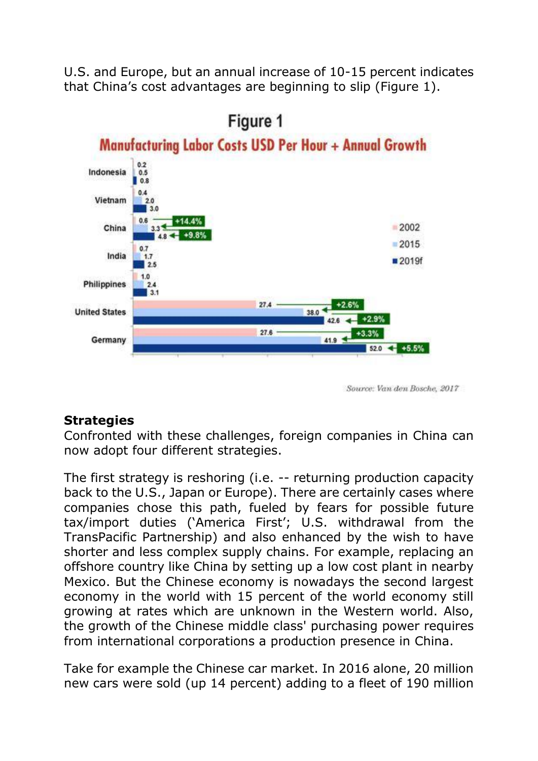U.S. and Europe, but an annual increase of 10-15 percent indicates that China's cost advantages are beginning to slip (Figure 1).

**Figure 1**

**Manufacturing Labor Costs USD Per Hour + Annual Growth**

| Country | 2002 | 2015 | 2019f |
|---|---|---|---|
| Indonesia | 0.2 | 0.5 | 0.8 |
| Vietnam | 0.4 | 2.0 | 3.0 |
| China | 0.6 | 3.3 (+14.4%) | 4.8 (+9.8%) |
| India | 0.7 | 1.7 | 2.5 |
| Philippines | 1.0 | 2.4 | 3.1 |
| United States | 27.4 | 38.0 (+2.6%) | 42.6 (+2.9%) |
| Germany | 27.6 | 41.9 (+3.3%) | 52.0 (+5.5%) |

*Source: Van den Bosche, 2017*

**Strategies**

Confronted with these challenges, foreign companies in China can now adopt four different strategies.

The first strategy is reshoring (i.e. -- returning production capacity back to the U.S., Japan or Europe). There are certainly cases where companies chose this path, fueled by fears for possible future tax/import duties ('America First'; U.S. withdrawal from the TransPacific Partnership) and also enhanced by the wish to have shorter and less complex supply chains. For example, replacing an offshore country like China by setting up a low cost plant in nearby Mexico. But the Chinese economy is nowadays the second largest economy in the world with 15 percent of the world economy still growing at rates which are unknown in the Western world. Also, the growth of the Chinese middle class' purchasing power requires from international corporations a production presence in China.

Take for example the Chinese car market. In 2016 alone, 20 million new cars were sold (up 14 percent) adding to a fleet of 190 million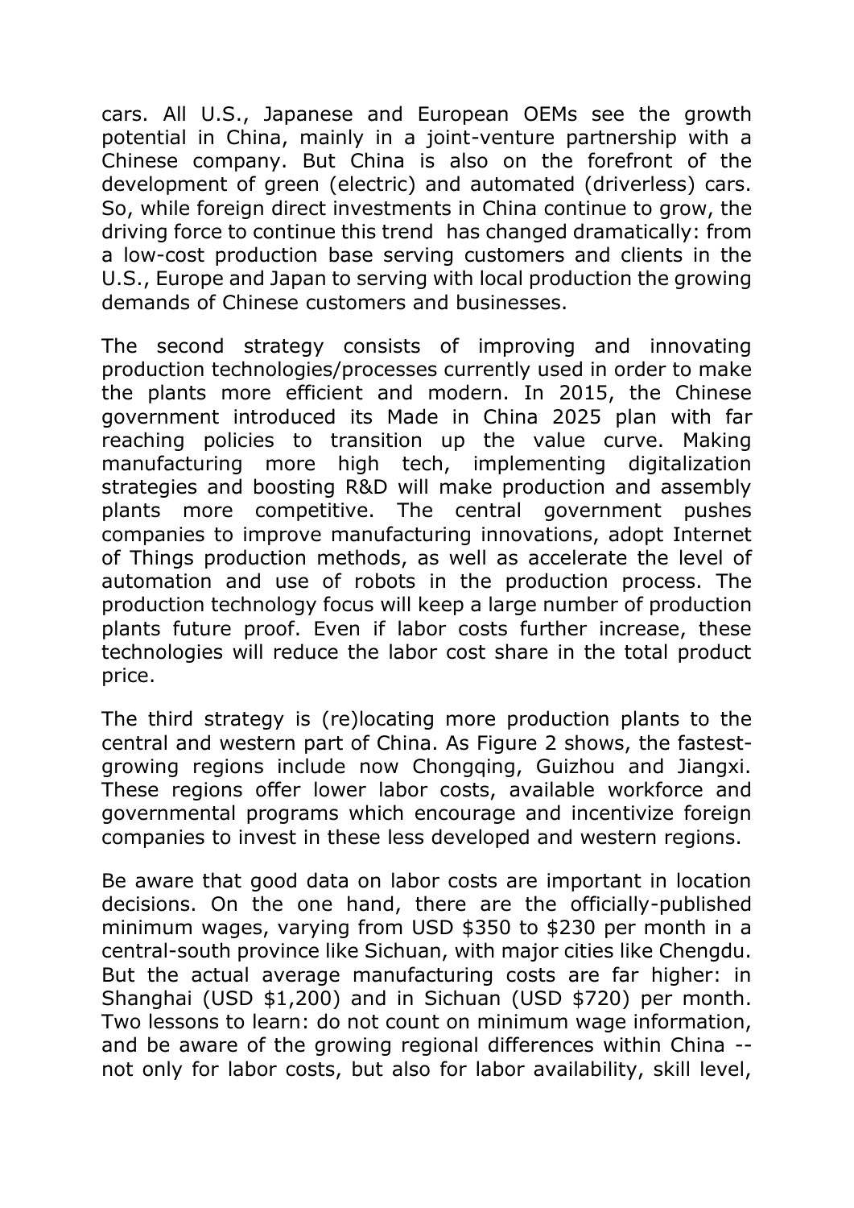cars. All U.S., Japanese and European OEMs see the growth potential in China, mainly in a joint-venture partnership with a Chinese company. But China is also on the forefront of the development of green (electric) and automated (driverless) cars. So, while foreign direct investments in China continue to grow, the driving force to continue this trend has changed dramatically: from a low-cost production base serving customers and clients in the U.S., Europe and Japan to serving with local production the growing demands of Chinese customers and businesses.

The second strategy consists of improving and innovating production technologies/processes currently used in order to make the plants more efficient and modern. In 2015, the Chinese government introduced its Made in China 2025 plan with far reaching policies to transition up the value curve. Making manufacturing more high tech, implementing digitalization strategies and boosting R&D will make production and assembly plants more competitive. The central government pushes companies to improve manufacturing innovations, adopt Internet of Things production methods, as well as accelerate the level of automation and use of robots in the production process. The production technology focus will keep a large number of production plants future proof. Even if labor costs further increase, these technologies will reduce the labor cost share in the total product price.

The third strategy is (re)locating more production plants to the central and western part of China. As Figure 2 shows, the fastest-growing regions include now Chongqing, Guizhou and Jiangxi. These regions offer lower labor costs, available workforce and governmental programs which encourage and incentivize foreign companies to invest in these less developed and western regions.

Be aware that good data on labor costs are important in location decisions. On the one hand, there are the officially-published minimum wages, varying from USD $350 to $230 per month in a central-south province like Sichuan, with major cities like Chengdu. But the actual average manufacturing costs are far higher: in Shanghai (USD $1,200) and in Sichuan (USD $720) per month. Two lessons to learn: do not count on minimum wage information, and be aware of the growing regional differences within China -- not only for labor costs, but also for labor availability, skill level,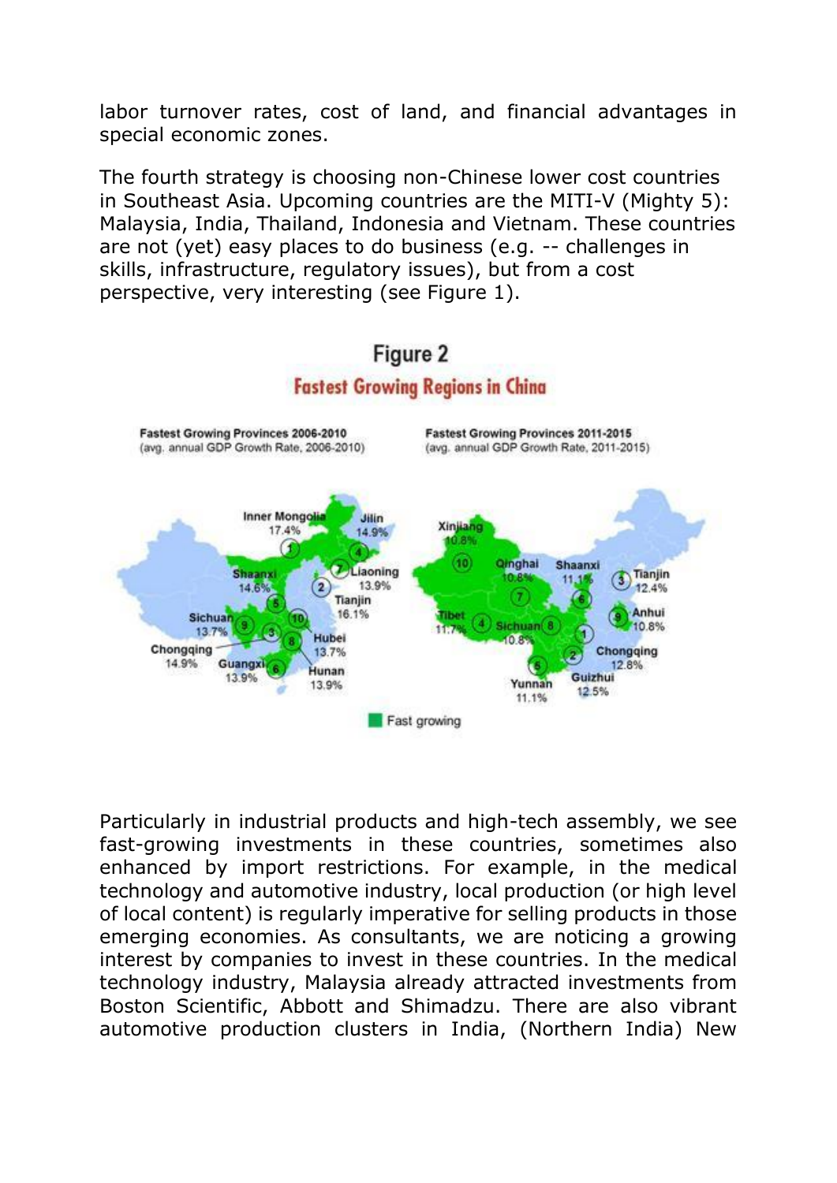labor turnover rates, cost of land, and financial advantages in special economic zones.

The fourth strategy is choosing non-Chinese lower cost countries in Southeast Asia. Upcoming countries are the MITI-V (Mighty 5): Malaysia, India, Thailand, Indonesia and Vietnam. These countries are not (yet) easy places to do business (e.g. -- challenges in skills, infrastructure, regulatory issues), but from a cost perspective, very interesting (see Figure 1).

**Figure 2**

**Fastest Growing Regions in China**

Particularly in industrial products and high-tech assembly, we see fast-growing investments in these countries, sometimes also enhanced by import restrictions. For example, in the medical technology and automotive industry, local production (or high level of local content) is regularly imperative for selling products in those emerging economies. As consultants, we are noticing a growing interest by companies to invest in these countries. In the medical technology industry, Malaysia already attracted investments from Boston Scientific, Abbott and Shimadzu. There are also vibrant automotive production clusters in India, (Northern India) New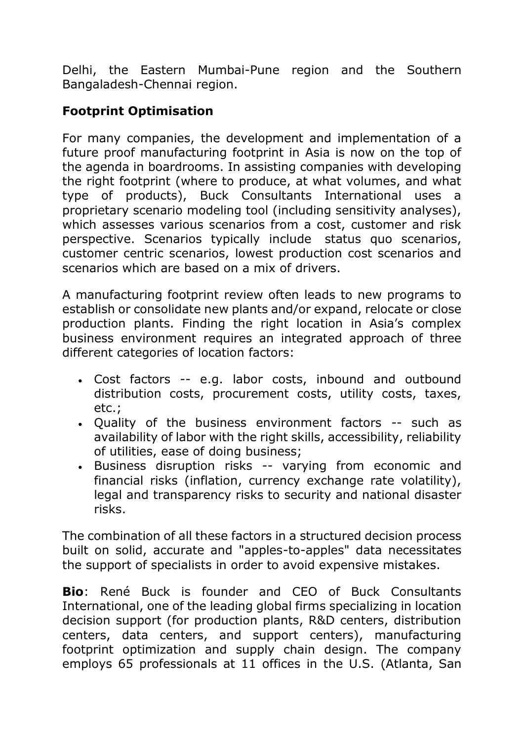Delhi, the Eastern Mumbai-Pune region and the Southern Bangaladesh-Chennai region.

## Footprint Optimisation

For many companies, the development and implementation of a future proof manufacturing footprint in Asia is now on the top of the agenda in boardrooms. In assisting companies with developing the right footprint (where to produce, at what volumes, and what type of products), Buck Consultants International uses a proprietary scenario modeling tool (including sensitivity analyses), which assesses various scenarios from a cost, customer and risk perspective. Scenarios typically include status quo scenarios, customer centric scenarios, lowest production cost scenarios and scenarios which are based on a mix of drivers.

A manufacturing footprint review often leads to new programs to establish or consolidate new plants and/or expand, relocate or close production plants. Finding the right location in Asia's complex business environment requires an integrated approach of three different categories of location factors:

- Cost factors -- e.g. labor costs, inbound and outbound distribution costs, procurement costs, utility costs, taxes, etc.;
- Quality of the business environment factors -- such as availability of labor with the right skills, accessibility, reliability of utilities, ease of doing business;
- Business disruption risks -- varying from economic and financial risks (inflation, currency exchange rate volatility), legal and transparency risks to security and national disaster risks.

The combination of all these factors in a structured decision process built on solid, accurate and "apples-to-apples" data necessitates the support of specialists in order to avoid expensive mistakes.

**Bio**: René Buck is founder and CEO of Buck Consultants International, one of the leading global firms specializing in location decision support (for production plants, R&D centers, distribution centers, data centers, and support centers), manufacturing footprint optimization and supply chain design. The company employs 65 professionals at 11 offices in the U.S. (Atlanta, San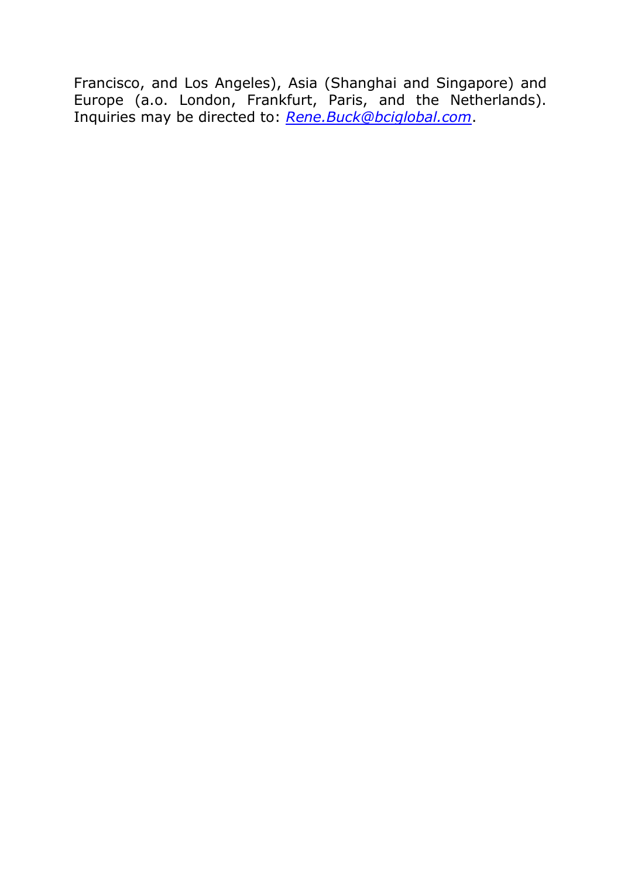Francisco, and Los Angeles), Asia (Shanghai and Singapore) and Europe (a.o. London, Frankfurt, Paris, and the Netherlands). Inquiries may be directed to: *Rene.Buck@bciglobal.com*.